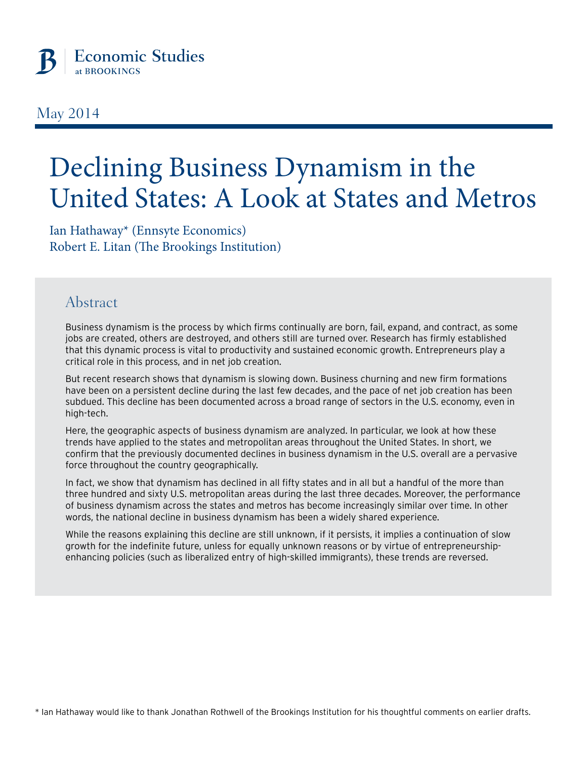Economic Studies at BROOKINGS

May 2014

# Declining Business Dynamism in the United States: A Look at States and Metros

Ian Hathaway* (Ennsyte Economics)
Robert E. Litan (The Brookings Institution)

## Abstract

Business dynamism is the process by which firms continually are born, fail, expand, and contract, as some jobs are created, others are destroyed, and others still are turned over. Research has firmly established that this dynamic process is vital to productivity and sustained economic growth. Entrepreneurs play a critical role in this process, and in net job creation.

But recent research shows that dynamism is slowing down. Business churning and new firm formations have been on a persistent decline during the last few decades, and the pace of net job creation has been subdued. This decline has been documented across a broad range of sectors in the U.S. economy, even in high-tech.

Here, the geographic aspects of business dynamism are analyzed. In particular, we look at how these trends have applied to the states and metropolitan areas throughout the United States. In short, we confirm that the previously documented declines in business dynamism in the U.S. overall are a pervasive force throughout the country geographically.

In fact, we show that dynamism has declined in all fifty states and in all but a handful of the more than three hundred and sixty U.S. metropolitan areas during the last three decades. Moreover, the performance of business dynamism across the states and metros has become increasingly similar over time. In other words, the national decline in business dynamism has been a widely shared experience.

While the reasons explaining this decline are still unknown, if it persists, it implies a continuation of slow growth for the indefinite future, unless for equally unknown reasons or by virtue of entrepreneurship-enhancing policies (such as liberalized entry of high-skilled immigrants), these trends are reversed.

* Ian Hathaway would like to thank Jonathan Rothwell of the Brookings Institution for his thoughtful comments on earlier drafts.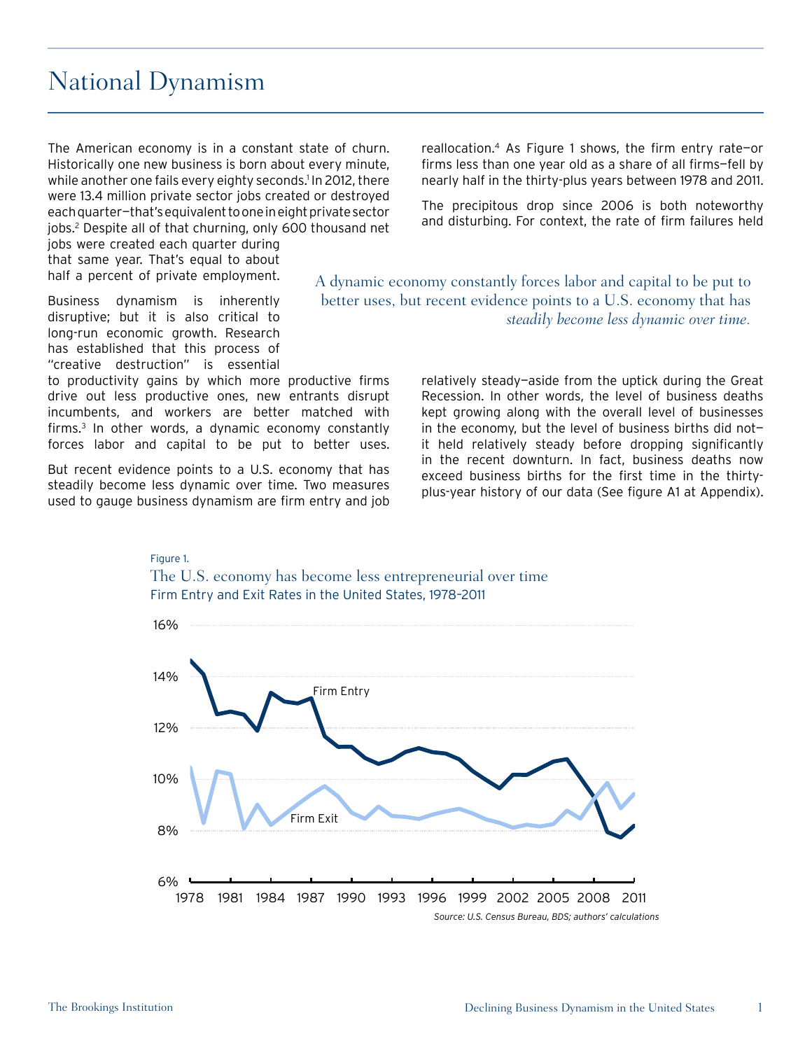# National Dynamism

The American economy is in a constant state of churn. Historically one new business is born about every minute, while another one fails every eighty seconds.[1] In 2012, there were 13.4 million private sector jobs created or destroyed each quarter—that's equivalent to one in eight private sector jobs.[2] Despite all of that churning, only 600 thousand net jobs were created each quarter during that same year. That's equal to about half a percent of private employment.

Business dynamism is inherently disruptive; but it is also critical to long-run economic growth. Research has established that this process of "creative destruction" is essential to productivity gains by which more productive firms drive out less productive ones, new entrants disrupt incumbents, and workers are better matched with firms.[3] In other words, a dynamic economy constantly forces labor and capital to be put to better uses.

But recent evidence points to a U.S. economy that has steadily become less dynamic over time. Two measures used to gauge business dynamism are firm entry and job reallocation.[4] As Figure 1 shows, the firm entry rate—or firms less than one year old as a share of all firms—fell by nearly half in the thirty-plus years between 1978 and 2011.

The precipitous drop since 2006 is both noteworthy and disturbing. For context, the rate of firm failures held relatively steady—aside from the uptick during the Great Recession. In other words, the level of business deaths kept growing along with the overall level of businesses in the economy, but the level of business births did not—it held relatively steady before dropping significantly in the recent downturn. In fact, business deaths now exceed business births for the first time in the thirty-plus-year history of our data (See figure A1 at Appendix).

> A dynamic economy constantly forces labor and capital to be put to better uses, but recent evidence points to a U.S. economy that has *steadily become less dynamic over time.*

Figure 1.

The U.S. economy has become less entrepreneurial over time

Firm Entry and Exit Rates in the United States, 1978–2011

*Source: U.S. Census Bureau, BDS; authors' calculations*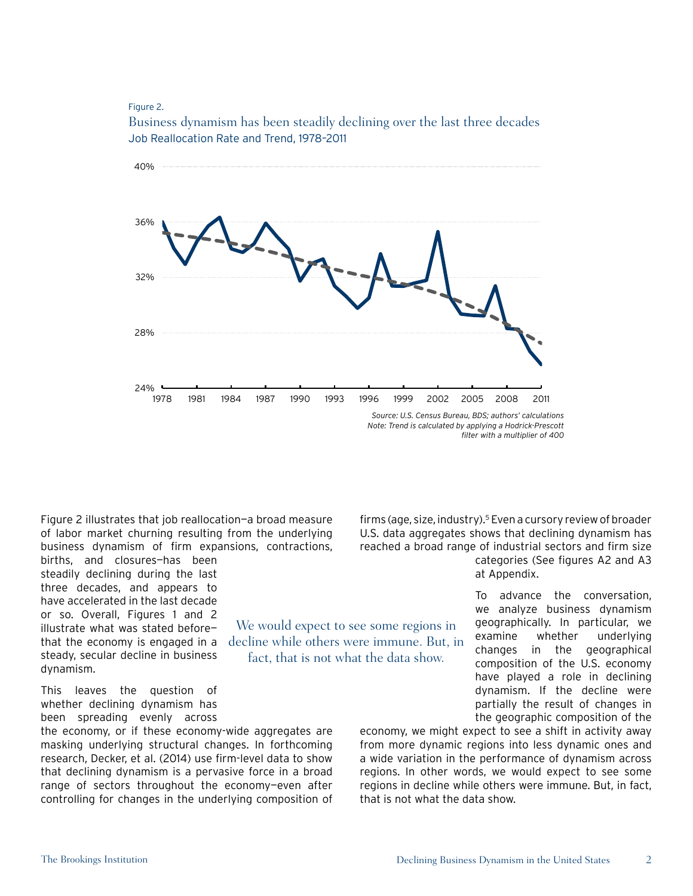Figure 2.

Business dynamism has been steadily declining over the last three decades

Job Reallocation Rate and Trend, 1978–2011

*Source: U.S. Census Bureau, BDS; authors' calculations*
*Note: Trend is calculated by applying a Hodrick-Prescott filter with a multiplier of 400*

Figure 2 illustrates that job reallocation—a broad measure of labor market churning resulting from the underlying business dynamism of firm expansions, contractions, births, and closures—has been steadily declining during the last three decades, and appears to have accelerated in the last decade or so. Overall, Figures 1 and 2 illustrate what was stated before—that the economy is engaged in a steady, secular decline in business dynamism.

This leaves the question of whether declining dynamism has been spreading evenly across the economy, or if these economy-wide aggregates are masking underlying structural changes. In forthcoming research, Decker, et al. (2014) use firm-level data to show that declining dynamism is a pervasive force in a broad range of sectors throughout the economy—even after controlling for changes in the underlying composition of firms (age, size, industry).[5] Even a cursory review of broader U.S. data aggregates shows that declining dynamism has reached a broad range of industrial sectors and firm size categories (See figures A2 and A3 at Appendix.

> We would expect to see some regions in decline while others were immune. But, in fact, that is not what the data show.

To advance the conversation, we analyze business dynamism geographically. In particular, we examine whether underlying changes in the geographical composition of the U.S. economy have played a role in declining dynamism. If the decline were partially the result of changes in the geographic composition of the economy, we might expect to see a shift in activity away from more dynamic regions into less dynamic ones and a wide variation in the performance of dynamism across regions. In other words, we would expect to see some regions in decline while others were immune. But, in fact, that is not what the data show.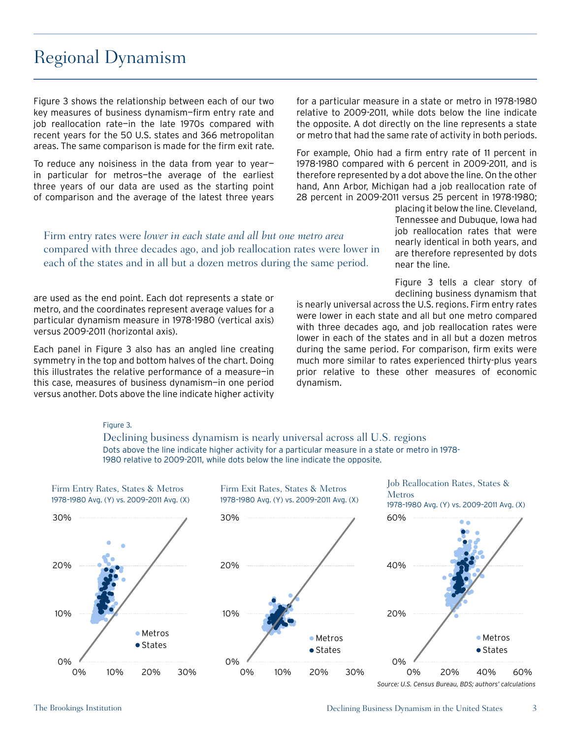# Regional Dynamism

Figure 3 shows the relationship between each of our two key measures of business dynamism—firm entry rate and job reallocation rate—in the late 1970s compared with recent years for the 50 U.S. states and 366 metropolitan areas. The same comparison is made for the firm exit rate.

To reduce any noisiness in the data from year to year—in particular for metros—the average of the earliest three years of our data are used as the starting point of comparison and the average of the latest three years are used as the end point. Each dot represents a state or metro, and the coordinates represent average values for a particular dynamism measure in 1978-1980 (vertical axis) versus 2009-2011 (horizontal axis).

Each panel in Figure 3 also has an angled line creating symmetry in the top and bottom halves of the chart. Doing this illustrates the relative performance of a measure—in this case, measures of business dynamism—in one period versus another. Dots above the line indicate higher activity for a particular measure in a state or metro in 1978-1980 relative to 2009-2011, while dots below the line indicate the opposite. A dot directly on the line represents a state or metro that had the same rate of activity in both periods.

For example, Ohio had a firm entry rate of 11 percent in 1978-1980 compared with 6 percent in 2009-2011, and is therefore represented by a dot above the line. On the other hand, Ann Arbor, Michigan had a job reallocation rate of 28 percent in 2009-2011 versus 25 percent in 1978-1980; placing it below the line. Cleveland, Tennessee and Dubuque, Iowa had job reallocation rates that were nearly identical in both years, and are therefore represented by dots near the line.

> Firm entry rates were *lower in each state and all but one metro area* compared with three decades ago, and job reallocation rates were lower in each of the states and in all but a dozen metros during the same period.

Figure 3 tells a clear story of declining business dynamism that is nearly universal across the U.S. regions. Firm entry rates were lower in each state and all but one metro compared with three decades ago, and job reallocation rates were lower in each of the states and in all but a dozen metros during the same period. For comparison, firm exits were much more similar to rates experienced thirty-plus years prior relative to these other measures of economic dynamism.

Figure 3.

Declining business dynamism is nearly universal across all U.S. regions

Dots above the line indicate higher activity for a particular measure in a state or metro in 1978-1980 relative to 2009-2011, while dots below the line indicate the opposite.

Firm Entry Rates, States & Metros — 1978–1980 Avg. (Y) vs. 2009–2011 Avg. (X)

Firm Exit Rates, States & Metros — 1978–1980 Avg. (Y) vs. 2009–2011 Avg. (X)

Job Reallocation Rates, States & Metros — 1978–1980 Avg. (Y) vs. 2009–2011 Avg. (X)

*Source: U.S. Census Bureau, BDS; authors' calculations*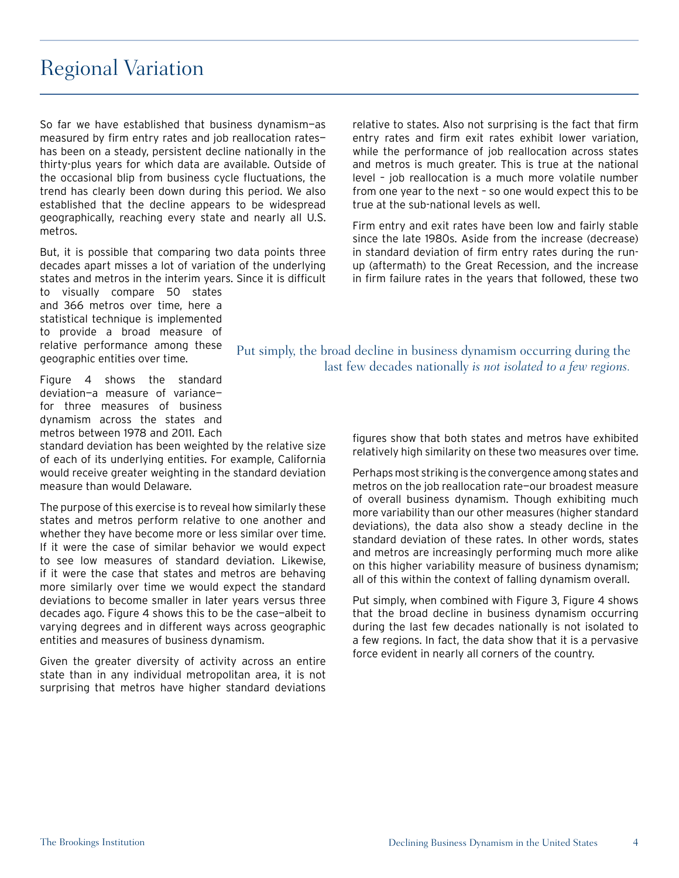# Regional Variation

So far we have established that business dynamism—as measured by firm entry rates and job reallocation rates—has been on a steady, persistent decline nationally in the thirty-plus years for which data are available. Outside of the occasional blip from business cycle fluctuations, the trend has clearly been down during this period. We also established that the decline appears to be widespread geographically, reaching every state and nearly all U.S. metros.

But, it is possible that comparing two data points three decades apart misses a lot of variation of the underlying states and metros in the interim years. Since it is difficult to visually compare 50 states and 366 metros over time, here a statistical technique is implemented to provide a broad measure of relative performance among these geographic entities over time.

Figure 4 shows the standard deviation—a measure of variance—for three measures of business dynamism across the states and metros between 1978 and 2011. Each standard deviation has been weighted by the relative size of each of its underlying entities. For example, California would receive greater weighting in the standard deviation measure than would Delaware.

The purpose of this exercise is to reveal how similarly these states and metros perform relative to one another and whether they have become more or less similar over time. If it were the case of similar behavior we would expect to see low measures of standard deviation. Likewise, if it were the case that states and metros are behaving more similarly over time we would expect the standard deviations to become smaller in later years versus three decades ago. Figure 4 shows this to be the case—albeit to varying degrees and in different ways across geographic entities and measures of business dynamism.

Given the greater diversity of activity across an entire state than in any individual metropolitan area, it is not surprising that metros have higher standard deviations relative to states. Also not surprising is the fact that firm entry rates and firm exit rates exhibit lower variation, while the performance of job reallocation across states and metros is much greater. This is true at the national level – job reallocation is a much more volatile number from one year to the next – so one would expect this to be true at the sub-national levels as well.

Firm entry and exit rates have been low and fairly stable since the late 1980s. Aside from the increase (decrease) in standard deviation of firm entry rates during the run-up (aftermath) to the Great Recession, and the increase in firm failure rates in the years that followed, these two figures show that both states and metros have exhibited relatively high similarity on these two measures over time.

> Put simply, the broad decline in business dynamism occurring during the last few decades nationally *is not isolated to a few regions.*

Perhaps most striking is the convergence among states and metros on the job reallocation rate—our broadest measure of overall business dynamism. Though exhibiting much more variability than our other measures (higher standard deviations), the data also show a steady decline in the standard deviation of these rates. In other words, states and metros are increasingly performing much more alike on this higher variability measure of business dynamism; all of this within the context of falling dynamism overall.

Put simply, when combined with Figure 3, Figure 4 shows that the broad decline in business dynamism occurring during the last few decades nationally is not isolated to a few regions. In fact, the data show that it is a pervasive force evident in nearly all corners of the country.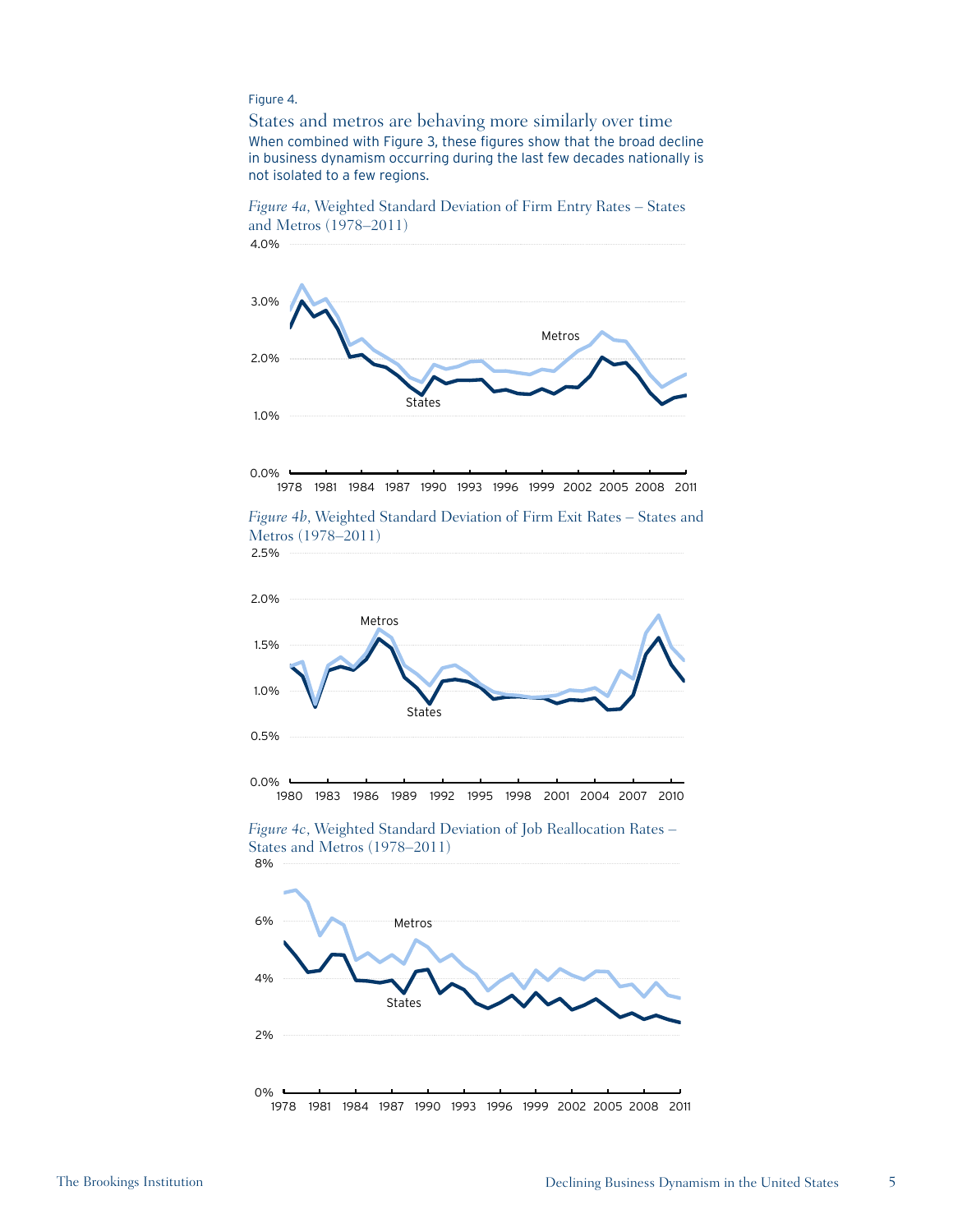Figure 4.

## States and metros are behaving more similarly over time

When combined with Figure 3, these figures show that the broad decline in business dynamism occurring during the last few decades nationally is not isolated to a few regions.

*Figure 4a*, Weighted Standard Deviation of Firm Entry Rates – States and Metros (1978–2011)

*Figure 4b*, Weighted Standard Deviation of Firm Exit Rates – States and Metros (1978–2011)

*Figure 4c*, Weighted Standard Deviation of Job Reallocation Rates – States and Metros (1978–2011)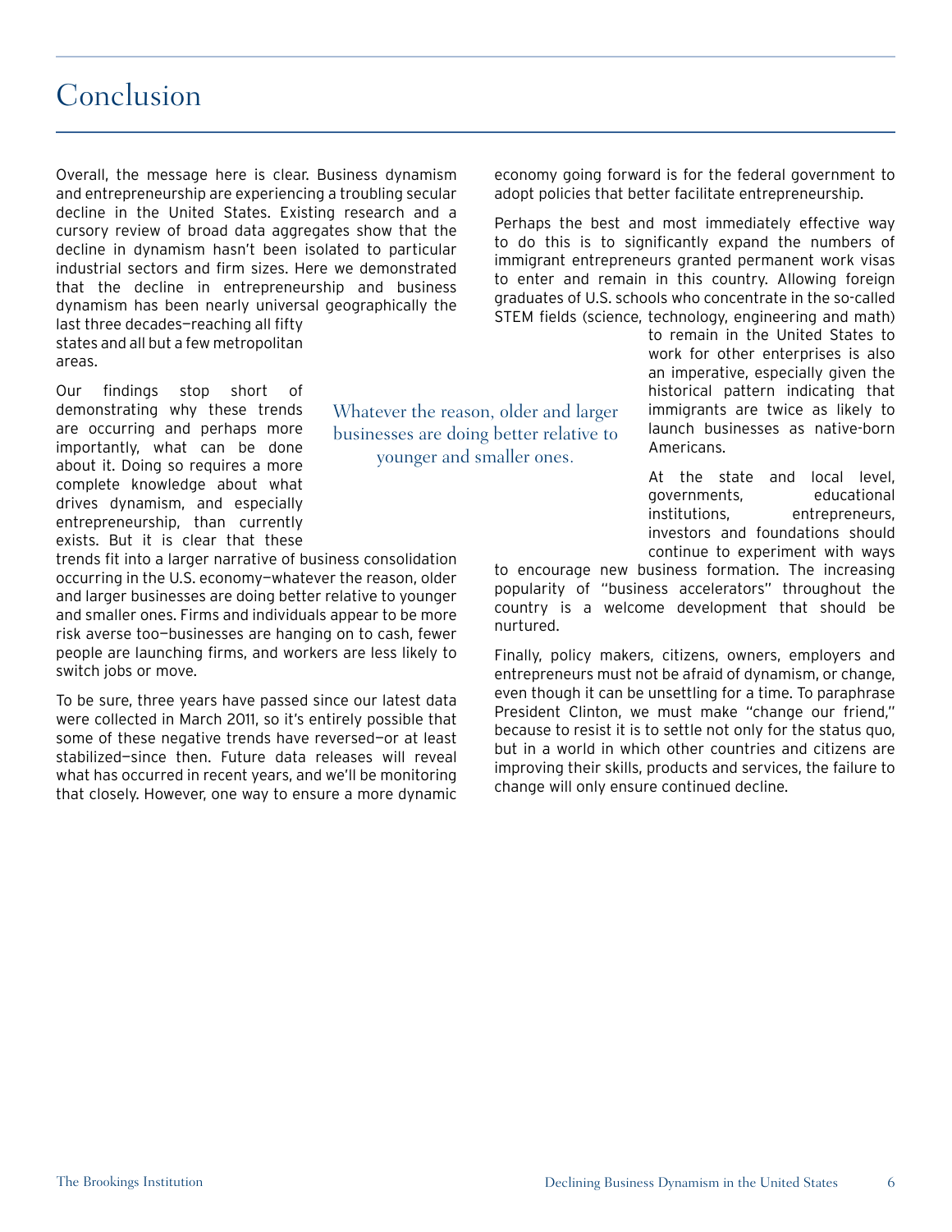# Conclusion

Overall, the message here is clear. Business dynamism and entrepreneurship are experiencing a troubling secular decline in the United States. Existing research and a cursory review of broad data aggregates show that the decline in dynamism hasn't been isolated to particular industrial sectors and firm sizes. Here we demonstrated that the decline in entrepreneurship and business dynamism has been nearly universal geographically the last three decades—reaching all fifty states and all but a few metropolitan areas.

Our findings stop short of demonstrating why these trends are occurring and perhaps more importantly, what can be done about it. Doing so requires a more complete knowledge about what drives dynamism, and especially entrepreneurship, than currently exists. But it is clear that these trends fit into a larger narrative of business consolidation occurring in the U.S. economy—whatever the reason, older and larger businesses are doing better relative to younger and smaller ones. Firms and individuals appear to be more risk averse too—businesses are hanging on to cash, fewer people are launching firms, and workers are less likely to switch jobs or move.

> Whatever the reason, older and larger businesses are doing better relative to younger and smaller ones.

To be sure, three years have passed since our latest data were collected in March 2011, so it's entirely possible that some of these negative trends have reversed—or at least stabilized—since then. Future data releases will reveal what has occurred in recent years, and we'll be monitoring that closely. However, one way to ensure a more dynamic economy going forward is for the federal government to adopt policies that better facilitate entrepreneurship.

Perhaps the best and most immediately effective way to do this is to significantly expand the numbers of immigrant entrepreneurs granted permanent work visas to enter and remain in this country. Allowing foreign graduates of U.S. schools who concentrate in the so-called STEM fields (science, technology, engineering and math) to remain in the United States to work for other enterprises is also an imperative, especially given the historical pattern indicating that immigrants are twice as likely to launch businesses as native-born Americans.

At the state and local level, governments, educational institutions, entrepreneurs, investors and foundations should continue to experiment with ways to encourage new business formation. The increasing popularity of "business accelerators" throughout the country is a welcome development that should be nurtured.

Finally, policy makers, citizens, owners, employers and entrepreneurs must not be afraid of dynamism, or change, even though it can be unsettling for a time. To paraphrase President Clinton, we must make "change our friend," because to resist it is to settle not only for the status quo, but in a world in which other countries and citizens are improving their skills, products and services, the failure to change will only ensure continued decline.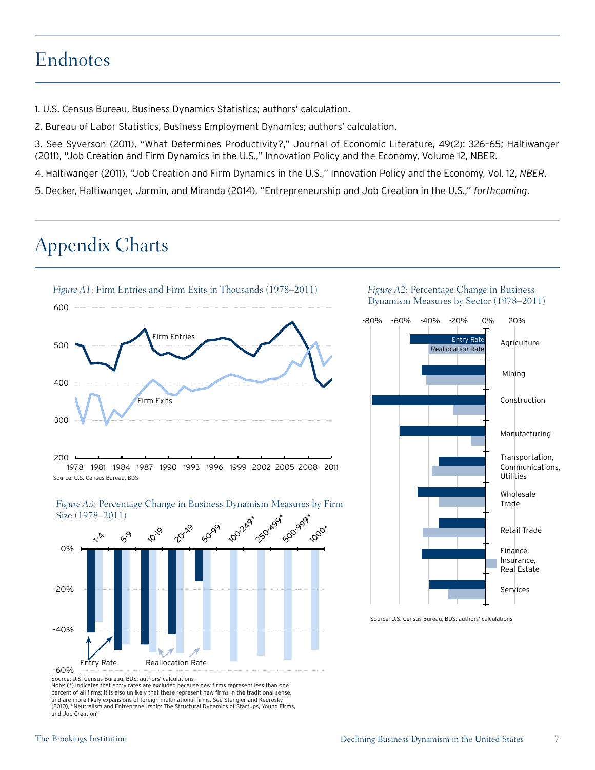## Endnotes

1. U.S. Census Bureau, Business Dynamics Statistics; authors' calculation.

2. Bureau of Labor Statistics, Business Employment Dynamics; authors' calculation.

3. See Syverson (2011), "What Determines Productivity?," Journal of Economic Literature, 49(2): 326–65; Haltiwanger (2011), "Job Creation and Firm Dynamics in the U.S.," Innovation Policy and the Economy, Volume 12, NBER.

4. Haltiwanger (2011), "Job Creation and Firm Dynamics in the U.S.," Innovation Policy and the Economy, Vol. 12, *NBER*.

5. Decker, Haltiwanger, Jarmin, and Miranda (2014), "Entrepreneurship and Job Creation in the U.S.," *forthcoming*.

## Appendix Charts

*Figure A1*: Firm Entries and Firm Exits in Thousands (1978–2011)

600
500
400
300
200
1978 1981 1984 1987 1990 1993 1996 1999 2002 2005 2008 2011
Firm Entries
Firm Exits

Source: U.S. Census Bureau, BDS

*Figure A2*: Percentage Change in Business Dynamism Measures by Sector (1978–2011)

-80% -60% -40% -20% 0% 20%
Entry Rate
Reallocation Rate
Agriculture
Mining
Construction
Manufacturing
Transportation, Communications, Utilities
Wholesale Trade
Retail Trade
Finance, Insurance, Real Estate
Services

Source: U.S. Census Bureau, BDS; authors' calculations

*Figure A3*: Percentage Change in Business Dynamism Measures by Firm Size (1978–2011)

1-4 5-9 10-19 20-49 50-99 100-249* 250-499* 500-999* 1000+
0%
-20%
-40%
-60%
Entry Rate
Reallocation Rate

Source: U.S. Census Bureau, BDS; authors' calculations
Note: (*) indicates that entry rates are excluded because new firms represent less than one percent of all firms; it is also unlikely that these represent new firms in the traditional sense, and are more likely expansions of foreign multinational firms. See Stangler and Kedrosky (2010), "Neutralism and Entrepreneurship: The Structural Dynamics of Startups, Young Firms, and Job Creation"